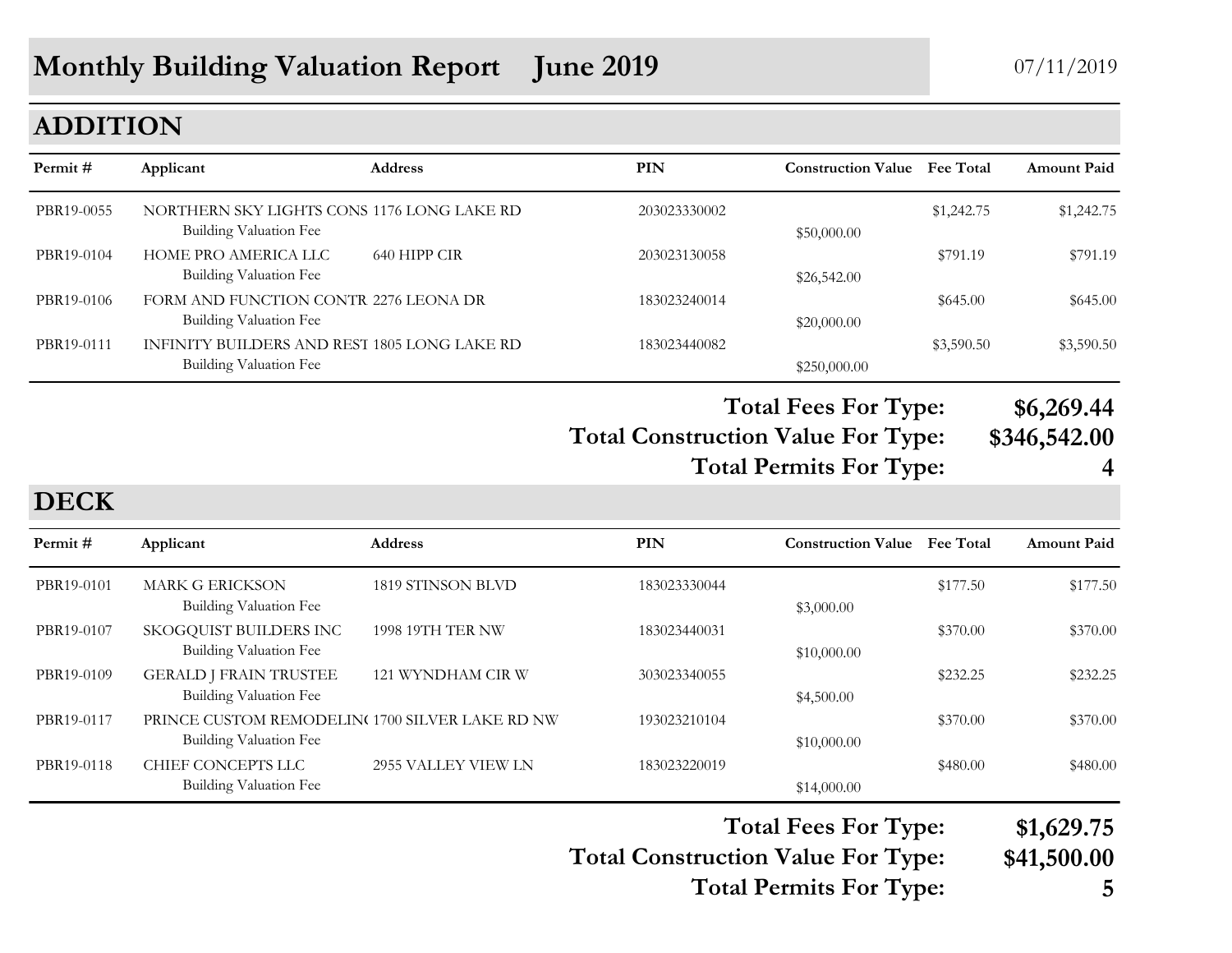# Monthly Building Valuation Report June 2019

07/11/2019

## ADDITION

| Permit # | Applicant | Address | PIN | Construction Value | Fee Total | Amount Paid |
|---|---|---|---|---|---|---|
| PBR19-0055 | NORTHERN SKY LIGHTS CONS | 1176 LONG LAKE RD | 203023330002 | | $1,242.75 | $1,242.75 |
| | Building Valuation Fee | | | $50,000.00 | | |
| PBR19-0104 | HOME PRO AMERICA LLC | 640 HIPP CIR | 203023130058 | | $791.19 | $791.19 |
| | Building Valuation Fee | | | $26,542.00 | | |
| PBR19-0106 | FORM AND FUNCTION CONTR | 2276 LEONA DR | 183023240014 | | $645.00 | $645.00 |
| | Building Valuation Fee | | | $20,000.00 | | |
| PBR19-0111 | INFINITY BUILDERS AND REST | 1805 LONG LAKE RD | 183023440082 | | $3,590.50 | $3,590.50 |
| | Building Valuation Fee | | | $250,000.00 | | |

**Total Fees For Type: $6,269.44**

**Total Construction Value For Type: $346,542.00**

**Total Permits For Type: 4**

## DECK

| Permit # | Applicant | Address | PIN | Construction Value | Fee Total | Amount Paid |
|---|---|---|---|---|---|---|
| PBR19-0101 | MARK G ERICKSON | 1819 STINSON BLVD | 183023330044 | | $177.50 | $177.50 |
| | Building Valuation Fee | | | $3,000.00 | | |
| PBR19-0107 | SKOGQUIST BUILDERS INC | 1998 19TH TER NW | 183023440031 | | $370.00 | $370.00 |
| | Building Valuation Fee | | | $10,000.00 | | |
| PBR19-0109 | GERALD J FRAIN TRUSTEE | 121 WYNDHAM CIR W | 303023340055 | | $232.25 | $232.25 |
| | Building Valuation Fee | | | $4,500.00 | | |
| PBR19-0117 | PRINCE CUSTOM REMODELIN( | 1700 SILVER LAKE RD NW | 193023210104 | | $370.00 | $370.00 |
| | Building Valuation Fee | | | $10,000.00 | | |
| PBR19-0118 | CHIEF CONCEPTS LLC | 2955 VALLEY VIEW LN | 183023220019 | | $480.00 | $480.00 |
| | Building Valuation Fee | | | $14,000.00 | | |

**Total Fees For Type: $1,629.75**

**Total Construction Value For Type: $41,500.00**

**Total Permits For Type: 5**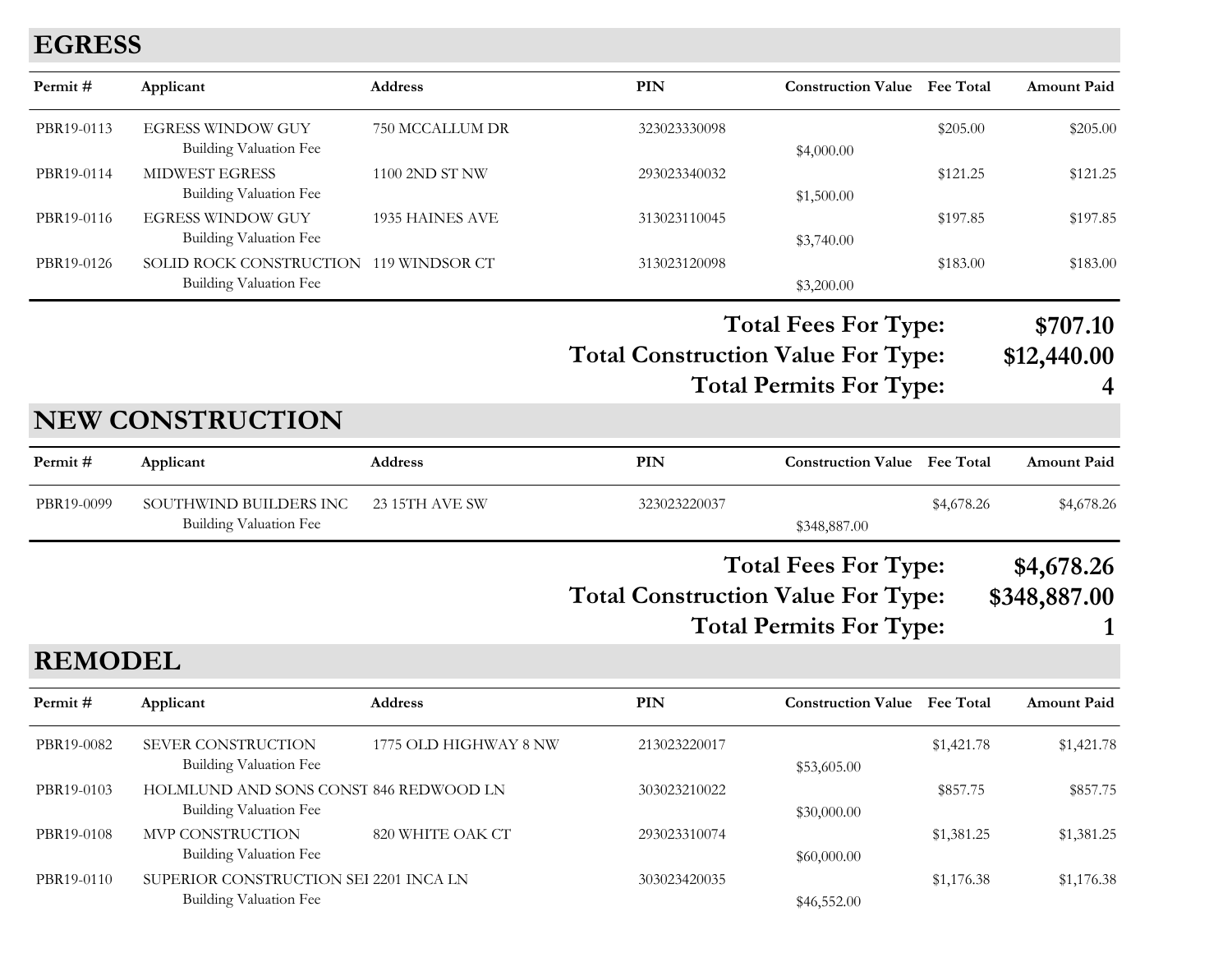## EGRESS

| Permit # | Applicant | Address | PIN | Construction Value | Fee Total | Amount Paid |
|---|---|---|---|---|---|---|
| PBR19-0113 | EGRESS WINDOW GUY | 750 MCCALLUM DR | 323023330098 | | $205.00 | $205.00 |
| | Building Valuation Fee | | | $4,000.00 | | |
| PBR19-0114 | MIDWEST EGRESS | 1100 2ND ST NW | 293023340032 | | $121.25 | $121.25 |
| | Building Valuation Fee | | | $1,500.00 | | |
| PBR19-0116 | EGRESS WINDOW GUY | 1935 HAINES AVE | 313023110045 | | $197.85 | $197.85 |
| | Building Valuation Fee | | | $3,740.00 | | |
| PBR19-0126 | SOLID ROCK CONSTRUCTION | 119 WINDSOR CT | 313023120098 | | $183.00 | $183.00 |
| | Building Valuation Fee | | | $3,200.00 | | |

**Total Fees For Type: $707.10**

**Total Construction Value For Type: $12,440.00**

**Total Permits For Type: 4**

## NEW CONSTRUCTION

| Permit # | Applicant | Address | PIN | Construction Value | Fee Total | Amount Paid |
|---|---|---|---|---|---|---|
| PBR19-0099 | SOUTHWIND BUILDERS INC | 23 15TH AVE SW | 323023220037 | | $4,678.26 | $4,678.26 |
| | Building Valuation Fee | | | $348,887.00 | | |

**Total Fees For Type: $4,678.26**

**Total Construction Value For Type: $348,887.00**

**Total Permits For Type: 1**

## REMODEL

| Permit # | Applicant | Address | PIN | Construction Value | Fee Total | Amount Paid |
|---|---|---|---|---|---|---|
| PBR19-0082 | SEVER CONSTRUCTION | 1775 OLD HIGHWAY 8 NW | 213023220017 | | $1,421.78 | $1,421.78 |
| | Building Valuation Fee | | | $53,605.00 | | |
| PBR19-0103 | HOLMLUND AND SONS CONST | 846 REDWOOD LN | 303023210022 | | $857.75 | $857.75 |
| | Building Valuation Fee | | | $30,000.00 | | |
| PBR19-0108 | MVP CONSTRUCTION | 820 WHITE OAK CT | 293023310074 | | $1,381.25 | $1,381.25 |
| | Building Valuation Fee | | | $60,000.00 | | |
| PBR19-0110 | SUPERIOR CONSTRUCTION SEI | 2201 INCA LN | 303023420035 | | $1,176.38 | $1,176.38 |
| | Building Valuation Fee | | | $46,552.00 | | |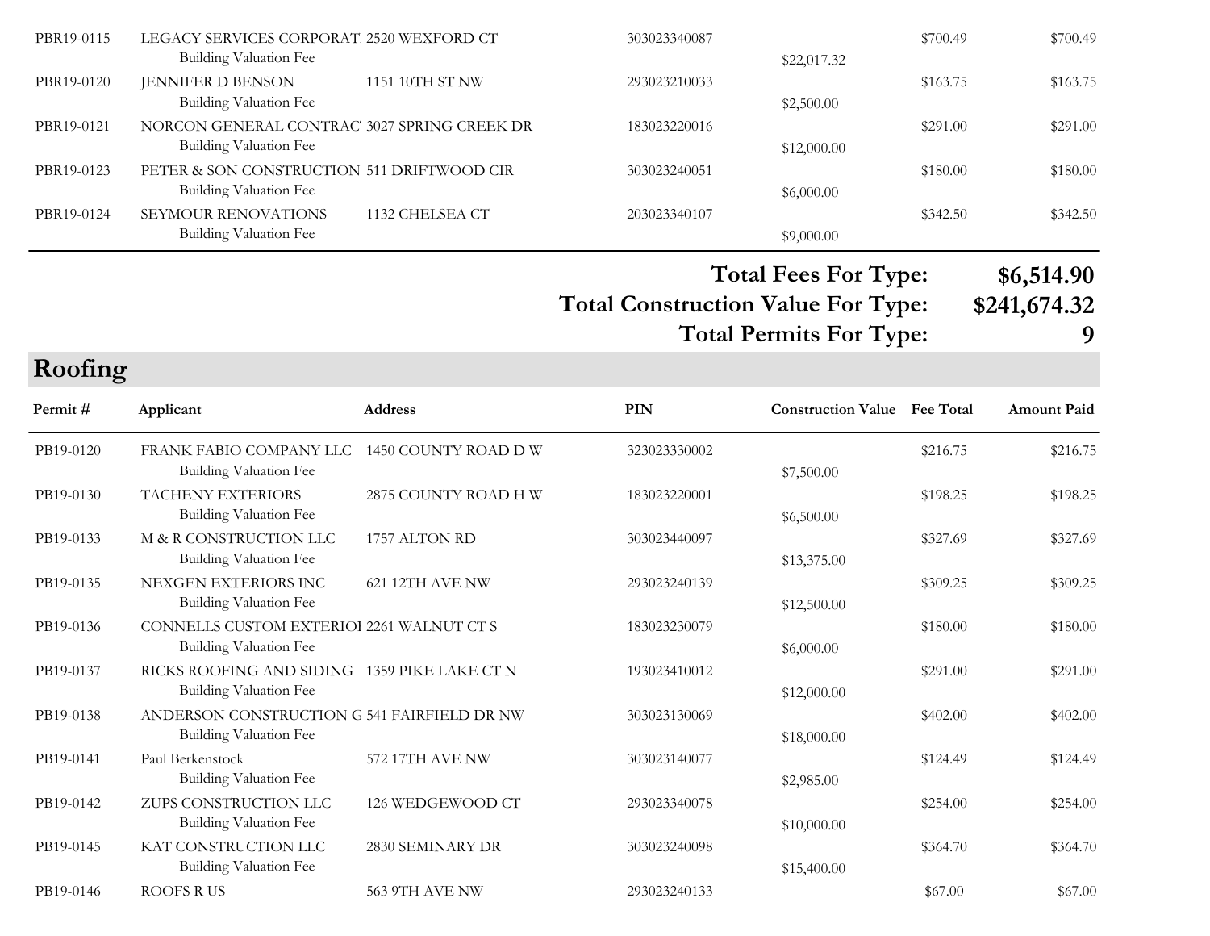| Permit # | Applicant | Address | PIN | Construction Value | Fee Total | Amount Paid |
|---|---|---|---|---|---|---|
| PBR19-0115 | LEGACY SERVICES CORPORAT | 2520 WEXFORD CT | 303023340087 | | $700.49 | $700.49 |
| | Building Valuation Fee | | | $22,017.32 | | |
| PBR19-0120 | JENNIFER D BENSON | 1151 10TH ST NW | 293023210033 | | $163.75 | $163.75 |
| | Building Valuation Fee | | | $2,500.00 | | |
| PBR19-0121 | NORCON GENERAL CONTRAC | 3027 SPRING CREEK DR | 183023220016 | | $291.00 | $291.00 |
| | Building Valuation Fee | | | $12,000.00 | | |
| PBR19-0123 | PETER & SON CONSTRUCTION | 511 DRIFTWOOD CIR | 303023240051 | | $180.00 | $180.00 |
| | Building Valuation Fee | | | $6,000.00 | | |
| PBR19-0124 | SEYMOUR RENOVATIONS | 1132 CHELSEA CT | 203023340107 | | $342.50 | $342.50 |
| | Building Valuation Fee | | | $9,000.00 | | |

**Total Fees For Type: $6,514.90**

**Total Construction Value For Type: $241,674.32**

**Total Permits For Type: 9**

## Roofing

| Permit # | Applicant | Address | PIN | Construction Value | Fee Total | Amount Paid |
|---|---|---|---|---|---|---|
| PB19-0120 | FRANK FABIO COMPANY LLC | 1450 COUNTY ROAD D W | 323023330002 | | $216.75 | $216.75 |
| | Building Valuation Fee | | | $7,500.00 | | |
| PB19-0130 | TACHENY EXTERIORS | 2875 COUNTY ROAD H W | 183023220001 | | $198.25 | $198.25 |
| | Building Valuation Fee | | | $6,500.00 | | |
| PB19-0133 | M & R CONSTRUCTION LLC | 1757 ALTON RD | 303023440097 | | $327.69 | $327.69 |
| | Building Valuation Fee | | | $13,375.00 | | |
| PB19-0135 | NEXGEN EXTERIORS INC | 621 12TH AVE NW | 293023240139 | | $309.25 | $309.25 |
| | Building Valuation Fee | | | $12,500.00 | | |
| PB19-0136 | CONNELLS CUSTOM EXTERIOI | 2261 WALNUT CT S | 183023230079 | | $180.00 | $180.00 |
| | Building Valuation Fee | | | $6,000.00 | | |
| PB19-0137 | RICKS ROOFING AND SIDING | 1359 PIKE LAKE CT N | 193023410012 | | $291.00 | $291.00 |
| | Building Valuation Fee | | | $12,000.00 | | |
| PB19-0138 | ANDERSON CONSTRUCTION G | 541 FAIRFIELD DR NW | 303023130069 | | $402.00 | $402.00 |
| | Building Valuation Fee | | | $18,000.00 | | |
| PB19-0141 | Paul Berkenstock | 572 17TH AVE NW | 303023140077 | | $124.49 | $124.49 |
| | Building Valuation Fee | | | $2,985.00 | | |
| PB19-0142 | ZUPS CONSTRUCTION LLC | 126 WEDGEWOOD CT | 293023340078 | | $254.00 | $254.00 |
| | Building Valuation Fee | | | $10,000.00 | | |
| PB19-0145 | KAT CONSTRUCTION LLC | 2830 SEMINARY DR | 303023240098 | | $364.70 | $364.70 |
| | Building Valuation Fee | | | $15,400.00 | | |
| PB19-0146 | ROOFS R US | 563 9TH AVE NW | 293023240133 | | $67.00 | $67.00 |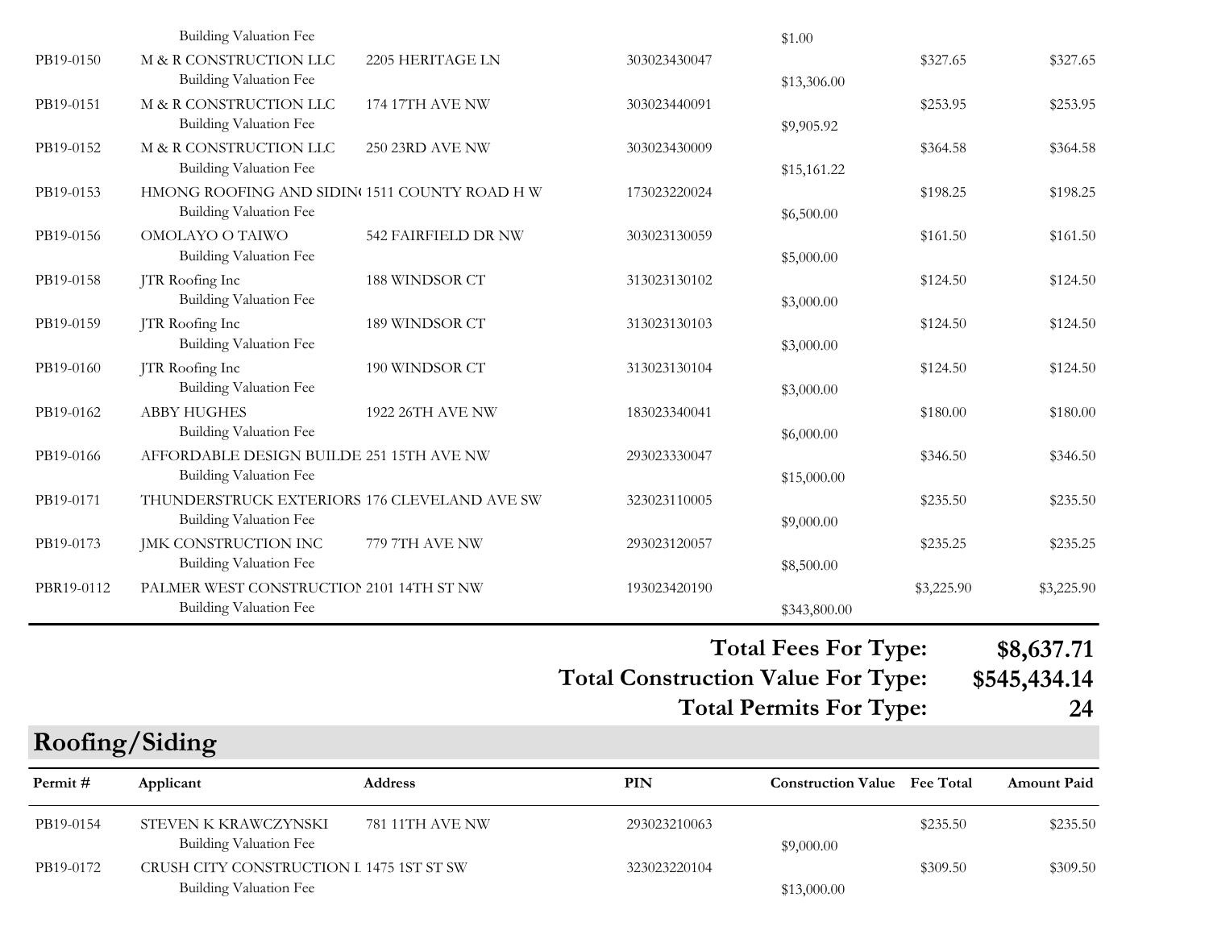| Permit # | Applicant | Address | PIN | Construction Value | Fee Total | Amount Paid |
|---|---|---|---|---|---|---|
| | Building Valuation Fee | | | $1.00 | | |
| PB19-0150 | M & R CONSTRUCTION LLC | 2205 HERITAGE LN | 303023430047 | | $327.65 | $327.65 |
| | Building Valuation Fee | | | $13,306.00 | | |
| PB19-0151 | M & R CONSTRUCTION LLC | 174 17TH AVE NW | 303023440091 | | $253.95 | $253.95 |
| | Building Valuation Fee | | | $9,905.92 | | |
| PB19-0152 | M & R CONSTRUCTION LLC | 250 23RD AVE NW | 303023430009 | | $364.58 | $364.58 |
| | Building Valuation Fee | | | $15,161.22 | | |
| PB19-0153 | HMONG ROOFING AND SIDIN( | 1511 COUNTY ROAD H W | 173023220024 | | $198.25 | $198.25 |
| | Building Valuation Fee | | | $6,500.00 | | |
| PB19-0156 | OMOLAYO O TAIWO | 542 FAIRFIELD DR NW | 303023130059 | | $161.50 | $161.50 |
| | Building Valuation Fee | | | $5,000.00 | | |
| PB19-0158 | JTR Roofing Inc | 188 WINDSOR CT | 313023130102 | | $124.50 | $124.50 |
| | Building Valuation Fee | | | $3,000.00 | | |
| PB19-0159 | JTR Roofing Inc | 189 WINDSOR CT | 313023130103 | | $124.50 | $124.50 |
| | Building Valuation Fee | | | $3,000.00 | | |
| PB19-0160 | JTR Roofing Inc | 190 WINDSOR CT | 313023130104 | | $124.50 | $124.50 |
| | Building Valuation Fee | | | $3,000.00 | | |
| PB19-0162 | ABBY HUGHES | 1922 26TH AVE NW | 183023340041 | | $180.00 | $180.00 |
| | Building Valuation Fee | | | $6,000.00 | | |
| PB19-0166 | AFFORDABLE DESIGN BUILDE | 251 15TH AVE NW | 293023330047 | | $346.50 | $346.50 |
| | Building Valuation Fee | | | $15,000.00 | | |
| PB19-0171 | THUNDERSTRUCK EXTERIORS | 176 CLEVELAND AVE SW | 323023110005 | | $235.50 | $235.50 |
| | Building Valuation Fee | | | $9,000.00 | | |
| PB19-0173 | JMK CONSTRUCTION INC | 779 7TH AVE NW | 293023120057 | | $235.25 | $235.25 |
| | Building Valuation Fee | | | $8,500.00 | | |
| PBR19-0112 | PALMER WEST CONSTRUCTIO! | 2101 14TH ST NW | 193023420190 | | $3,225.90 | $3,225.90 |
| | Building Valuation Fee | | | $343,800.00 | | |

**Total Fees For Type: $8,637.71**

**Total Construction Value For Type: $545,434.14**

**Total Permits For Type: 24**

## Roofing/Siding

| Permit # | Applicant | Address | PIN | Construction Value | Fee Total | Amount Paid |
|---|---|---|---|---|---|---|
| PB19-0154 | STEVEN K KRAWCZYNSKI | 781 11TH AVE NW | 293023210063 | | $235.50 | $235.50 |
| | Building Valuation Fee | | | $9,000.00 | | |
| PB19-0172 | CRUSH CITY CONSTRUCTION I | 1475 1ST ST SW | 323023220104 | | $309.50 | $309.50 |
| | Building Valuation Fee | | | $13,000.00 | | |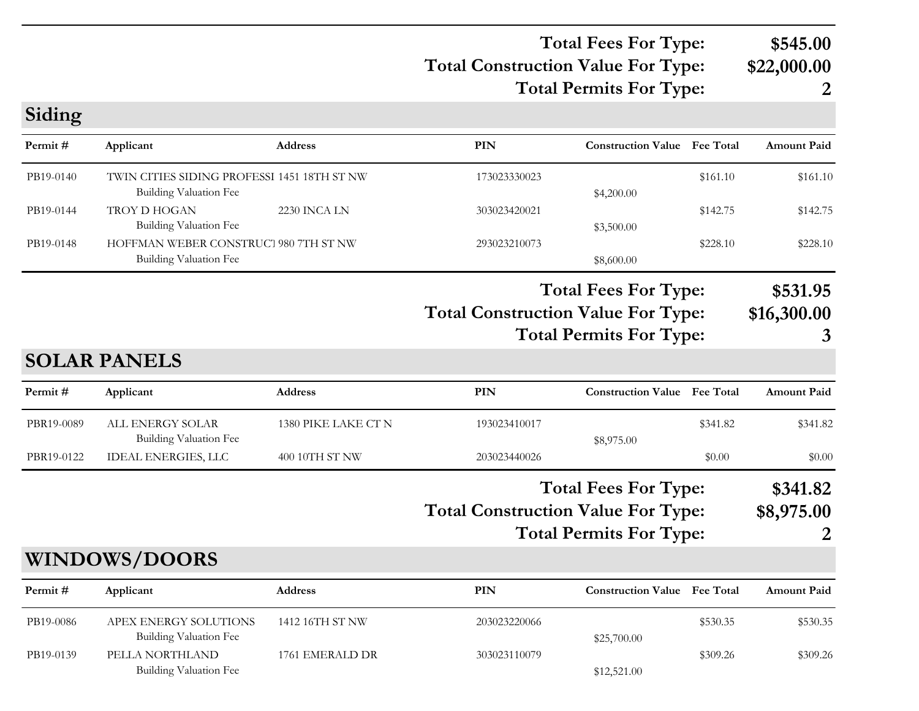| | |
|---|---|
| **Total Fees For Type:** | **$545.00** |
| **Total Construction Value For Type:** | **$22,000.00** |
| **Total Permits For Type:** | **2** |

## Siding

| Permit # | Applicant | Address | PIN | Construction Value | Fee Total | Amount Paid |
|---|---|---|---|---|---|---|
| PB19-0140 | TWIN CITIES SIDING PROFESSI | 1451 18TH ST NW | 173023330023 | | $161.10 | $161.10 |
| | Building Valuation Fee | | | $4,200.00 | | |
| PB19-0144 | TROY D HOGAN | 2230 INCA LN | 303023420021 | | $142.75 | $142.75 |
| | Building Valuation Fee | | | $3,500.00 | | |
| PB19-0148 | HOFFMAN WEBER CONSTRUCT | 980 7TH ST NW | 293023210073 | | $228.10 | $228.10 |
| | Building Valuation Fee | | | $8,600.00 | | |

| | |
|---|---|
| **Total Fees For Type:** | **$531.95** |
| **Total Construction Value For Type:** | **$16,300.00** |
| **Total Permits For Type:** | **3** |

## SOLAR PANELS

| Permit # | Applicant | Address | PIN | Construction Value | Fee Total | Amount Paid |
|---|---|---|---|---|---|---|
| PBR19-0089 | ALL ENERGY SOLAR | 1380 PIKE LAKE CT N | 193023410017 | | $341.82 | $341.82 |
| | Building Valuation Fee | | | $8,975.00 | | |
| PBR19-0122 | IDEAL ENERGIES, LLC | 400 10TH ST NW | 203023440026 | | $0.00 | $0.00 |

| | |
|---|---|
| **Total Fees For Type:** | **$341.82** |
| **Total Construction Value For Type:** | **$8,975.00** |
| **Total Permits For Type:** | **2** |

## WINDOWS/DOORS

| Permit # | Applicant | Address | PIN | Construction Value | Fee Total | Amount Paid |
|---|---|---|---|---|---|---|
| PB19-0086 | APEX ENERGY SOLUTIONS | 1412 16TH ST NW | 203023220066 | | $530.35 | $530.35 |
| | Building Valuation Fee | | | $25,700.00 | | |
| PB19-0139 | PELLA NORTHLAND | 1761 EMERALD DR | 303023110079 | | $309.26 | $309.26 |
| | Building Valuation Fee | | | $12,521.00 | | |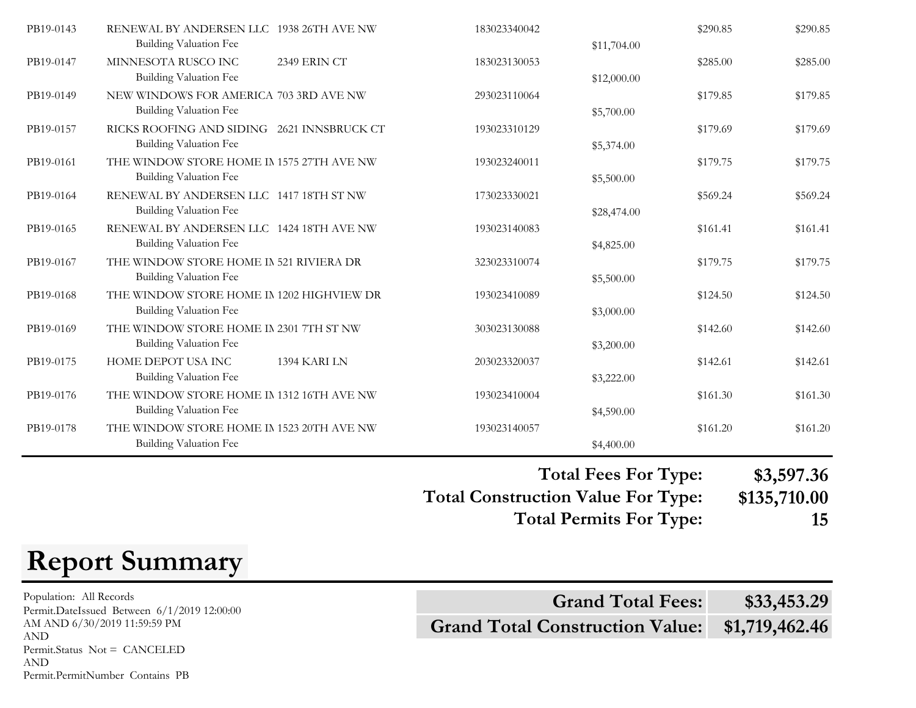| Permit | Name | Address | Parcel | Valuation | Fee | Total |
|---|---|---|---|---|---|---|
| PB19-0143 | RENEWAL BY ANDERSEN LLC | 1938 26TH AVE NW | 183023340042 | | $290.85 | $290.85 |
| | Building Valuation Fee | | | $11,704.00 | | |
| PB19-0147 | MINNESOTA RUSCO INC | 2349 ERIN CT | 183023130053 | | $285.00 | $285.00 |
| | Building Valuation Fee | | | $12,000.00 | | |
| PB19-0149 | NEW WINDOWS FOR AMERICA | 703 3RD AVE NW | 293023110064 | | $179.85 | $179.85 |
| | Building Valuation Fee | | | $5,700.00 | | |
| PB19-0157 | RICKS ROOFING AND SIDING | 2621 INNSBRUCK CT | 193023310129 | | $179.69 | $179.69 |
| | Building Valuation Fee | | | $5,374.00 | | |
| PB19-0161 | THE WINDOW STORE HOME IM | 1575 27TH AVE NW | 193023240011 | | $179.75 | $179.75 |
| | Building Valuation Fee | | | $5,500.00 | | |
| PB19-0164 | RENEWAL BY ANDERSEN LLC | 1417 18TH ST NW | 173023330021 | | $569.24 | $569.24 |
| | Building Valuation Fee | | | $28,474.00 | | |
| PB19-0165 | RENEWAL BY ANDERSEN LLC | 1424 18TH AVE NW | 193023140083 | | $161.41 | $161.41 |
| | Building Valuation Fee | | | $4,825.00 | | |
| PB19-0167 | THE WINDOW STORE HOME IM | 521 RIVIERA DR | 323023310074 | | $179.75 | $179.75 |
| | Building Valuation Fee | | | $5,500.00 | | |
| PB19-0168 | THE WINDOW STORE HOME IM | 1202 HIGHVIEW DR | 193023410089 | | $124.50 | $124.50 |
| | Building Valuation Fee | | | $3,000.00 | | |
| PB19-0169 | THE WINDOW STORE HOME IM | 2301 7TH ST NW | 303023130088 | | $142.60 | $142.60 |
| | Building Valuation Fee | | | $3,200.00 | | |
| PB19-0175 | HOME DEPOT USA INC | 1394 KARI LN | 203023320037 | | $142.61 | $142.61 |
| | Building Valuation Fee | | | $3,222.00 | | |
| PB19-0176 | THE WINDOW STORE HOME IM | 1312 16TH AVE NW | 193023410004 | | $161.30 | $161.30 |
| | Building Valuation Fee | | | $4,590.00 | | |
| PB19-0178 | THE WINDOW STORE HOME IM | 1523 20TH AVE NW | 193023140057 | | $161.20 | $161.20 |
| | Building Valuation Fee | | | $4,400.00 | | |

**Total Fees For Type: $3,597.36**

**Total Construction Value For Type: $135,710.00**

**Total Permits For Type: 15**

# Report Summary

Population: All Records
Permit.DateIssued Between 6/1/2019 12:00:00 AM AND 6/30/2019 11:59:59 PM
AND
Permit.Status Not = CANCELED
AND
Permit.PermitNumber Contains PB

| | |
|---|---|
| **Grand Total Fees:** | **$33,453.29** |
| **Grand Total Construction Value:** | **$1,719,462.46** |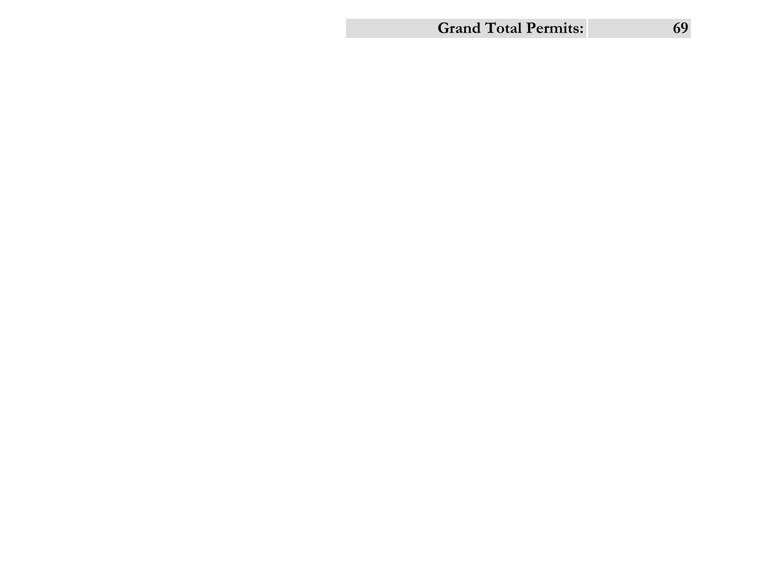| | |
|---|---|
| **Grand Total Permits:** | **69** |